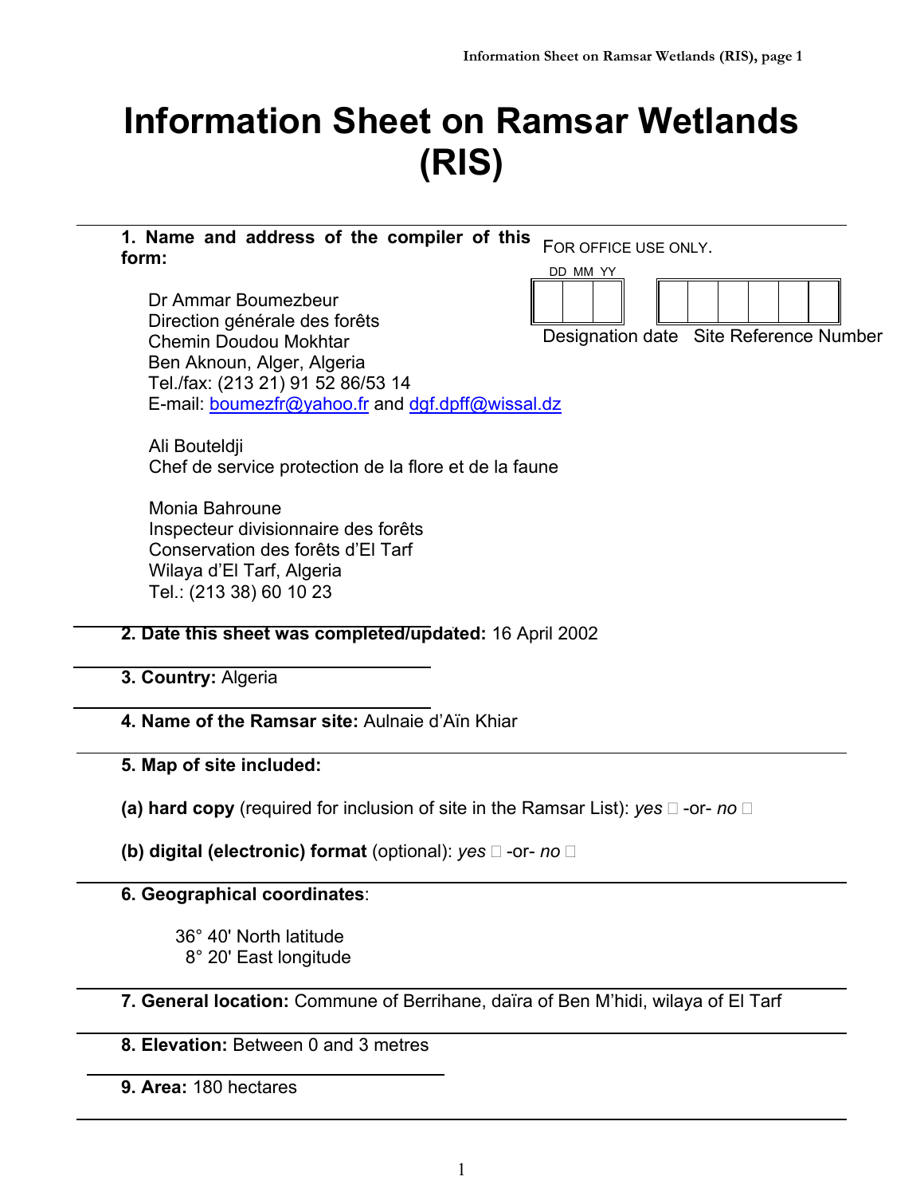# Information Sheet on Ramsar Wetlands (RIS)

**1. Name and address of the compiler of this form:**

FOR OFFICE USE ONLY.

| DD MM YY | |
|---|---|
| Designation date | Site Reference Number |

Dr Ammar Boumezbeur
Direction générale des forêts
Chemin Doudou Mokhtar
Ben Aknoun, Alger, Algeria
Tel./fax: (213 21) 91 52 86/53 14
E-mail: boumezfr@yahoo.fr and dgf.dpff@wissal.dz

Ali Bouteldji
Chef de service protection de la flore et de la faune

Monia Bahroune
Inspecteur divisionnaire des forêts
Conservation des forêts d'El Tarf
Wilaya d'El Tarf, Algeria
Tel.: (213 38) 60 10 23

**2. Date this sheet was completed/updated:** 16 April 2002

**3. Country:** Algeria

**4. Name of the Ramsar site:** Aulnaie d'Aïn Khiar

**5. Map of site included:**

**(a) hard copy** (required for inclusion of site in the Ramsar List): *yes* □ -or- *no* □

**(b) digital (electronic) format** (optional): *yes* □ -or- *no* □

**6. Geographical coordinates**:

36° 40' North latitude
8° 20' East longitude

**7. General location:** Commune of Berrihane, daïra of Ben M'hidi, wilaya of El Tarf

**8. Elevation:** Between 0 and 3 metres

**9. Area:** 180 hectares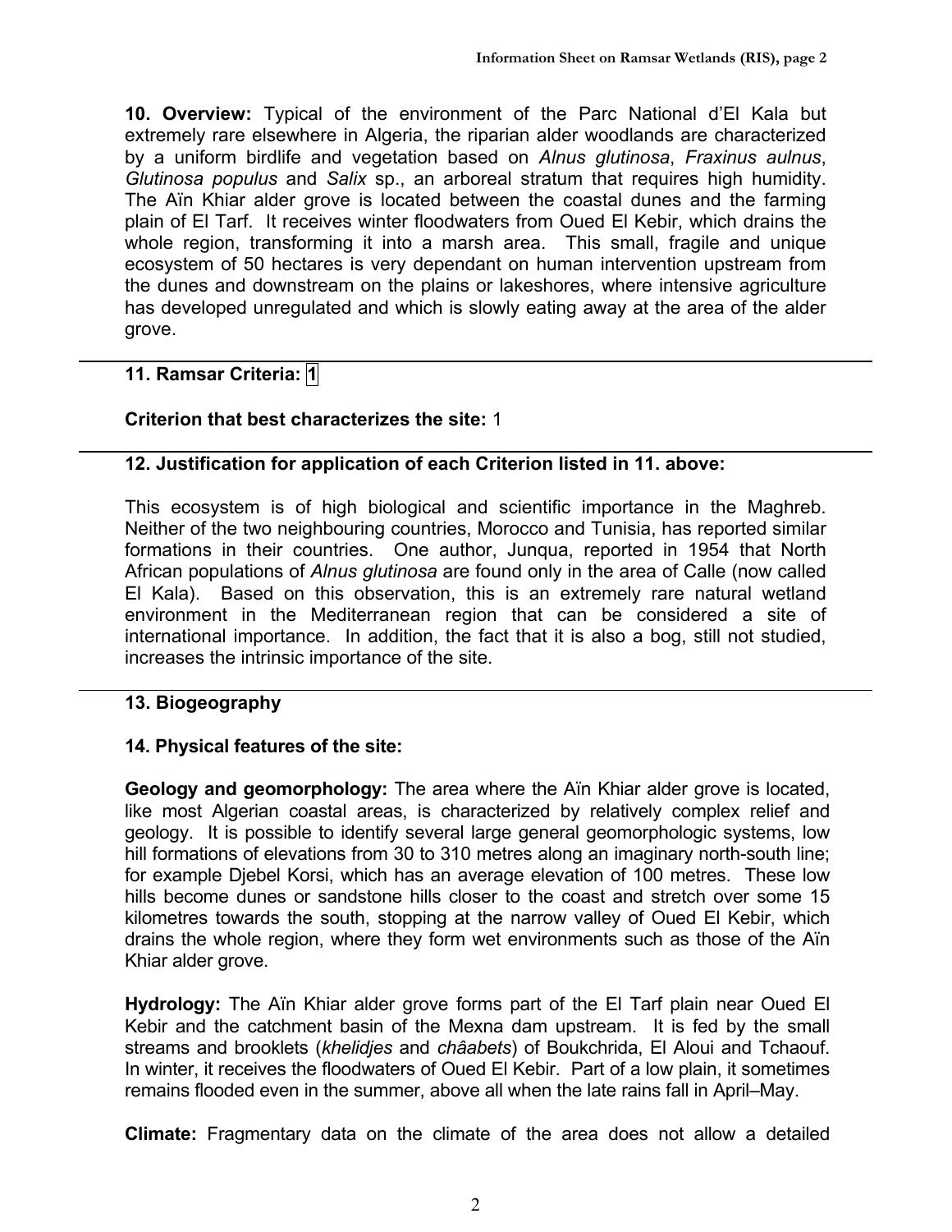**10. Overview:** Typical of the environment of the Parc National d'El Kala but extremely rare elsewhere in Algeria, the riparian alder woodlands are characterized by a uniform birdlife and vegetation based on *Alnus glutinosa*, *Fraxinus aulnus*, *Glutinosa populus* and *Salix* sp., an arboreal stratum that requires high humidity. The Aïn Khiar alder grove is located between the coastal dunes and the farming plain of El Tarf. It receives winter floodwaters from Oued El Kebir, which drains the whole region, transforming it into a marsh area. This small, fragile and unique ecosystem of 50 hectares is very dependant on human intervention upstream from the dunes and downstream on the plains or lakeshores, where intensive agriculture has developed unregulated and which is slowly eating away at the area of the alder grove.

**11. Ramsar Criteria:** 1

**Criterion that best characterizes the site:** 1

**12. Justification for application of each Criterion listed in 11. above:**

This ecosystem is of high biological and scientific importance in the Maghreb. Neither of the two neighbouring countries, Morocco and Tunisia, has reported similar formations in their countries. One author, Junqua, reported in 1954 that North African populations of *Alnus glutinosa* are found only in the area of Calle (now called El Kala). Based on this observation, this is an extremely rare natural wetland environment in the Mediterranean region that can be considered a site of international importance. In addition, the fact that it is also a bog, still not studied, increases the intrinsic importance of the site.

**13. Biogeography**

**14. Physical features of the site:**

**Geology and geomorphology:** The area where the Aïn Khiar alder grove is located, like most Algerian coastal areas, is characterized by relatively complex relief and geology. It is possible to identify several large general geomorphologic systems, low hill formations of elevations from 30 to 310 metres along an imaginary north-south line; for example Djebel Korsi, which has an average elevation of 100 metres. These low hills become dunes or sandstone hills closer to the coast and stretch over some 15 kilometres towards the south, stopping at the narrow valley of Oued El Kebir, which drains the whole region, where they form wet environments such as those of the Aïn Khiar alder grove.

**Hydrology:** The Aïn Khiar alder grove forms part of the El Tarf plain near Oued El Kebir and the catchment basin of the Mexna dam upstream. It is fed by the small streams and brooklets (*khelidjes* and *châabets*) of Boukchrida, El Aloui and Tchaouf. In winter, it receives the floodwaters of Oued El Kebir. Part of a low plain, it sometimes remains flooded even in the summer, above all when the late rains fall in April–May.

**Climate:** Fragmentary data on the climate of the area does not allow a detailed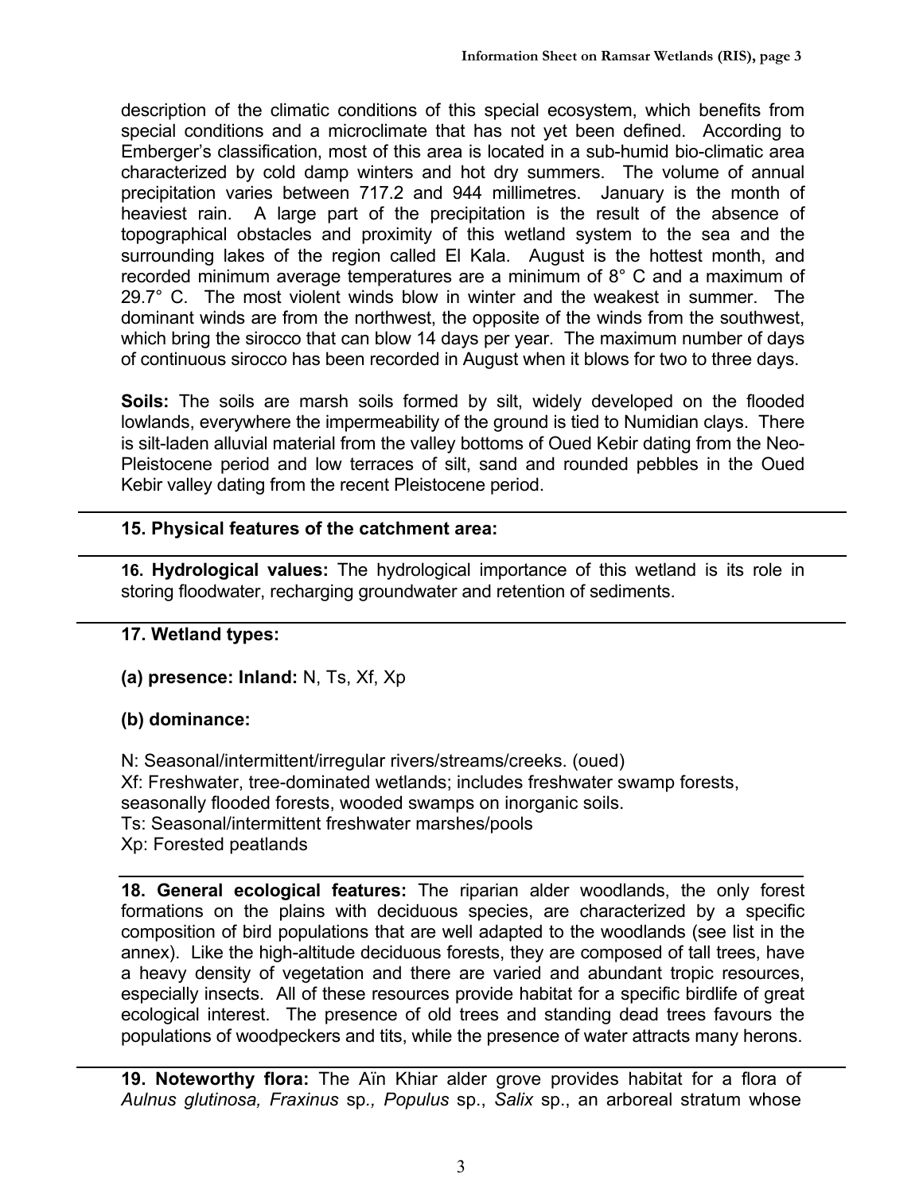description of the climatic conditions of this special ecosystem, which benefits from special conditions and a microclimate that has not yet been defined. According to Emberger's classification, most of this area is located in a sub-humid bio-climatic area characterized by cold damp winters and hot dry summers. The volume of annual precipitation varies between 717.2 and 944 millimetres. January is the month of heaviest rain. A large part of the precipitation is the result of the absence of topographical obstacles and proximity of this wetland system to the sea and the surrounding lakes of the region called El Kala. August is the hottest month, and recorded minimum average temperatures are a minimum of 8° C and a maximum of 29.7° C. The most violent winds blow in winter and the weakest in summer. The dominant winds are from the northwest, the opposite of the winds from the southwest, which bring the sirocco that can blow 14 days per year. The maximum number of days of continuous sirocco has been recorded in August when it blows for two to three days.

**Soils:** The soils are marsh soils formed by silt, widely developed on the flooded lowlands, everywhere the impermeability of the ground is tied to Numidian clays. There is silt-laden alluvial material from the valley bottoms of Oued Kebir dating from the Neo-Pleistocene period and low terraces of silt, sand and rounded pebbles in the Oued Kebir valley dating from the recent Pleistocene period.

**15. Physical features of the catchment area:**

**16. Hydrological values:** The hydrological importance of this wetland is its role in storing floodwater, recharging groundwater and retention of sediments.

**17. Wetland types:**

**(a) presence: Inland:** N, Ts, Xf, Xp

**(b) dominance:**

N: Seasonal/intermittent/irregular rivers/streams/creeks. (oued)
Xf: Freshwater, tree-dominated wetlands; includes freshwater swamp forests, seasonally flooded forests, wooded swamps on inorganic soils.
Ts: Seasonal/intermittent freshwater marshes/pools
Xp: Forested peatlands

**18. General ecological features:** The riparian alder woodlands, the only forest formations on the plains with deciduous species, are characterized by a specific composition of bird populations that are well adapted to the woodlands (see list in the annex). Like the high-altitude deciduous forests, they are composed of tall trees, have a heavy density of vegetation and there are varied and abundant tropic resources, especially insects. All of these resources provide habitat for a specific birdlife of great ecological interest. The presence of old trees and standing dead trees favours the populations of woodpeckers and tits, while the presence of water attracts many herons.

**19. Noteworthy flora:** The Aïn Khiar alder grove provides habitat for a flora of *Aulnus glutinosa, Fraxinus* sp*., Populus* sp., *Salix* sp., an arboreal stratum whose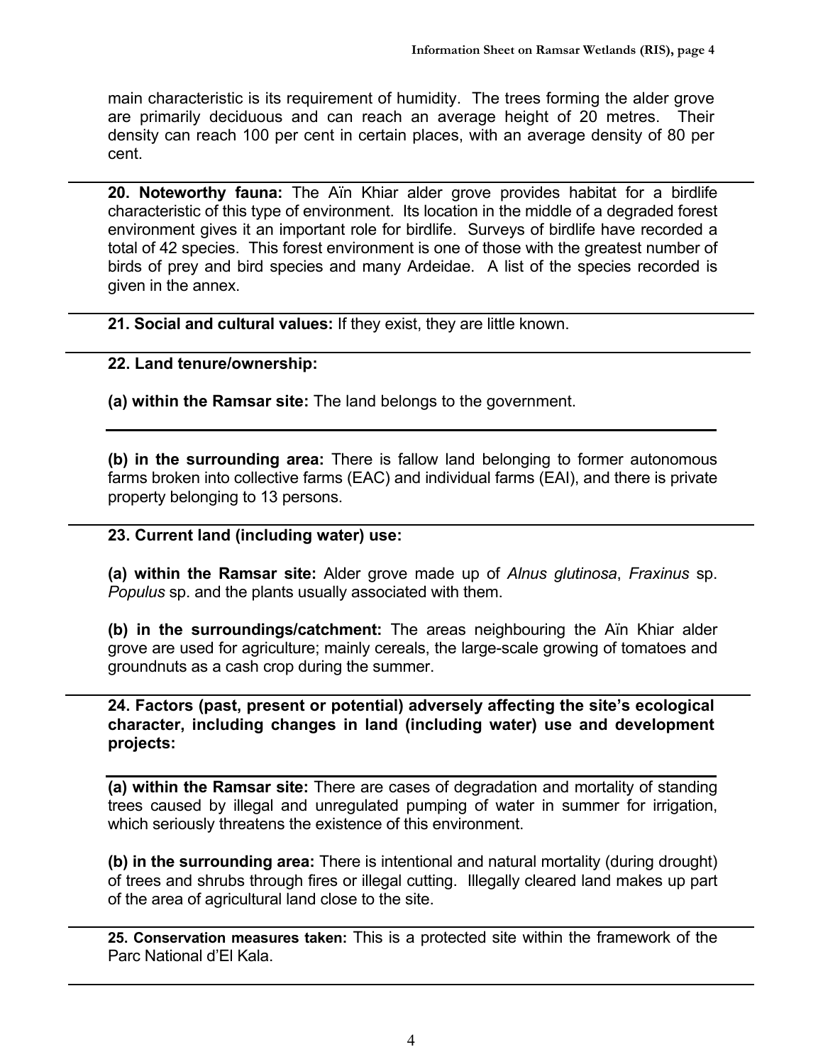main characteristic is its requirement of humidity. The trees forming the alder grove are primarily deciduous and can reach an average height of 20 metres. Their density can reach 100 per cent in certain places, with an average density of 80 per cent.

---

**20. Noteworthy fauna:** The Aïn Khiar alder grove provides habitat for a birdlife characteristic of this type of environment. Its location in the middle of a degraded forest environment gives it an important role for birdlife. Surveys of birdlife have recorded a total of 42 species. This forest environment is one of those with the greatest number of birds of prey and bird species and many Ardeidae. A list of the species recorded is given in the annex.

---

**21. Social and cultural values:** If they exist, they are little known.

---

**22. Land tenure/ownership:**

**(a) within the Ramsar site:** The land belongs to the government.

**(b) in the surrounding area:** There is fallow land belonging to former autonomous farms broken into collective farms (EAC) and individual farms (EAI), and there is private property belonging to 13 persons.

---

**23. Current land (including water) use:**

**(a) within the Ramsar site:** Alder grove made up of *Alnus glutinosa*, *Fraxinus* sp. *Populus* sp. and the plants usually associated with them.

**(b) in the surroundings/catchment:** The areas neighbouring the Aïn Khiar alder grove are used for agriculture; mainly cereals, the large-scale growing of tomatoes and groundnuts as a cash crop during the summer.

---

**24. Factors (past, present or potential) adversely affecting the site's ecological character, including changes in land (including water) use and development projects:**

**(a) within the Ramsar site:** There are cases of degradation and mortality of standing trees caused by illegal and unregulated pumping of water in summer for irrigation, which seriously threatens the existence of this environment.

**(b) in the surrounding area:** There is intentional and natural mortality (during drought) of trees and shrubs through fires or illegal cutting. Illegally cleared land makes up part of the area of agricultural land close to the site.

---

**25. Conservation measures taken:** This is a protected site within the framework of the Parc National d'El Kala.

---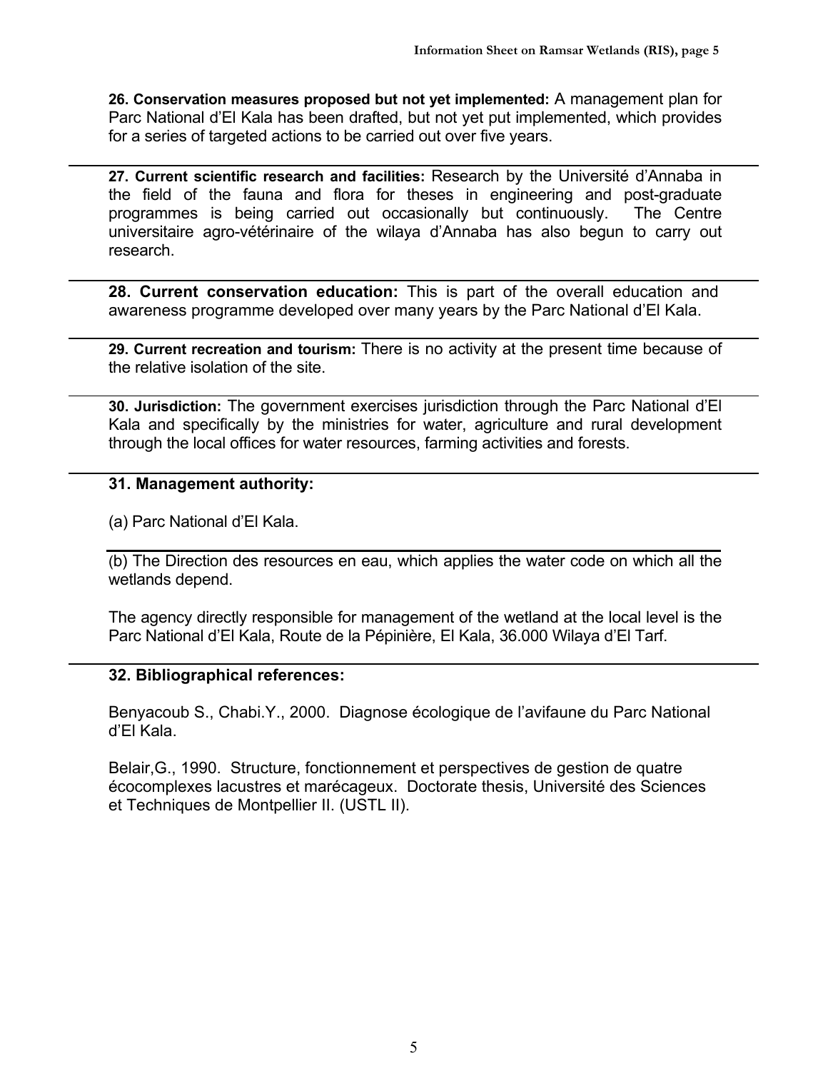**26. Conservation measures proposed but not yet implemented:** A management plan for Parc National d'El Kala has been drafted, but not yet put implemented, which provides for a series of targeted actions to be carried out over five years.

**27. Current scientific research and facilities:** Research by the Université d'Annaba in the field of the fauna and flora for theses in engineering and post-graduate programmes is being carried out occasionally but continuously. The Centre universitaire agro-vétérinaire of the wilaya d'Annaba has also begun to carry out research.

**28. Current conservation education:** This is part of the overall education and awareness programme developed over many years by the Parc National d'El Kala.

**29. Current recreation and tourism:** There is no activity at the present time because of the relative isolation of the site.

**30. Jurisdiction:** The government exercises jurisdiction through the Parc National d'El Kala and specifically by the ministries for water, agriculture and rural development through the local offices for water resources, farming activities and forests.

**31. Management authority:**

(a) Parc National d'El Kala.

(b) The Direction des resources en eau, which applies the water code on which all the wetlands depend.

The agency directly responsible for management of the wetland at the local level is the Parc National d'El Kala, Route de la Pépinière, El Kala, 36.000 Wilaya d'El Tarf.

**32. Bibliographical references:**

Benyacoub S., Chabi.Y., 2000. Diagnose écologique de l'avifaune du Parc National d'El Kala.

Belair,G., 1990. Structure, fonctionnement et perspectives de gestion de quatre écocomplexes lacustres et marécageux. Doctorate thesis, Université des Sciences et Techniques de Montpellier II. (USTL II).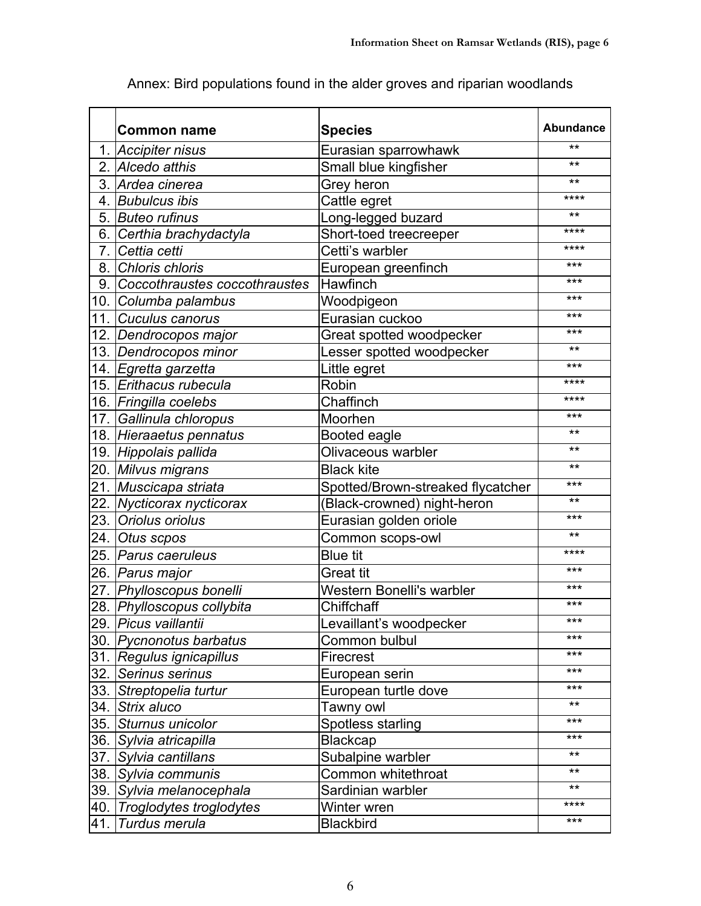Annex: Bird populations found in the alder groves and riparian woodlands

| | Common name | Species | Abundance |
|---|---|---|---|
| 1. | *Accipiter nisus* | Eurasian sparrowhawk | ** |
| 2. | *Alcedo atthis* | Small blue kingfisher | ** |
| 3. | *Ardea cinerea* | Grey heron | ** |
| 4. | *Bubulcus ibis* | Cattle egret | **** |
| 5. | *Buteo rufinus* | Long-legged buzard | ** |
| 6. | *Certhia brachydactyla* | Short-toed treecreeper | **** |
| 7. | *Cettia cetti* | Cetti's warbler | **** |
| 8. | *Chloris chloris* | European greenfinch | *** |
| 9. | *Coccothraustes coccothraustes* | Hawfinch | *** |
| 10. | *Columba palambus* | Woodpigeon | *** |
| 11. | *Cuculus canorus* | Eurasian cuckoo | *** |
| 12. | *Dendrocopos major* | Great spotted woodpecker | *** |
| 13. | *Dendrocopos minor* | Lesser spotted woodpecker | ** |
| 14. | *Egretta garzetta* | Little egret | *** |
| 15. | *Erithacus rubecula* | Robin | **** |
| 16. | *Fringilla coelebs* | Chaffinch | **** |
| 17. | *Gallinula chloropus* | Moorhen | *** |
| 18. | *Hieraaetus pennatus* | Booted eagle | ** |
| 19. | *Hippolais pallida* | Olivaceous warbler | ** |
| 20. | *Milvus migrans* | Black kite | ** |
| 21. | *Muscicapa striata* | Spotted/Brown-streaked flycatcher | *** |
| 22. | *Nycticorax nycticorax* | (Black-crowned) night-heron | ** |
| 23. | *Oriolus oriolus* | Eurasian golden oriole | *** |
| 24. | *Otus scpos* | Common scops-owl | ** |
| 25. | *Parus caeruleus* | Blue tit | **** |
| 26. | *Parus major* | Great tit | *** |
| 27. | *Phylloscopus bonelli* | Western Bonelli's warbler | *** |
| 28. | *Phylloscopus collybita* | Chiffchaff | *** |
| 29. | *Picus vaillantii* | Levaillant's woodpecker | *** |
| 30. | *Pycnonotus barbatus* | Common bulbul | *** |
| 31. | *Regulus ignicapillus* | Firecrest | *** |
| 32. | *Serinus serinus* | European serin | *** |
| 33. | *Streptopelia turtur* | European turtle dove | *** |
| 34. | *Strix aluco* | Tawny owl | ** |
| 35. | *Sturnus unicolor* | Spotless starling | *** |
| 36. | *Sylvia atricapilla* | Blackcap | *** |
| 37. | *Sylvia cantillans* | Subalpine warbler | ** |
| 38. | *Sylvia communis* | Common whitethroat | ** |
| 39. | *Sylvia melanocephala* | Sardinian warbler | ** |
| 40. | *Troglodytes troglodytes* | Winter wren | **** |
| 41. | *Turdus merula* | Blackbird | *** |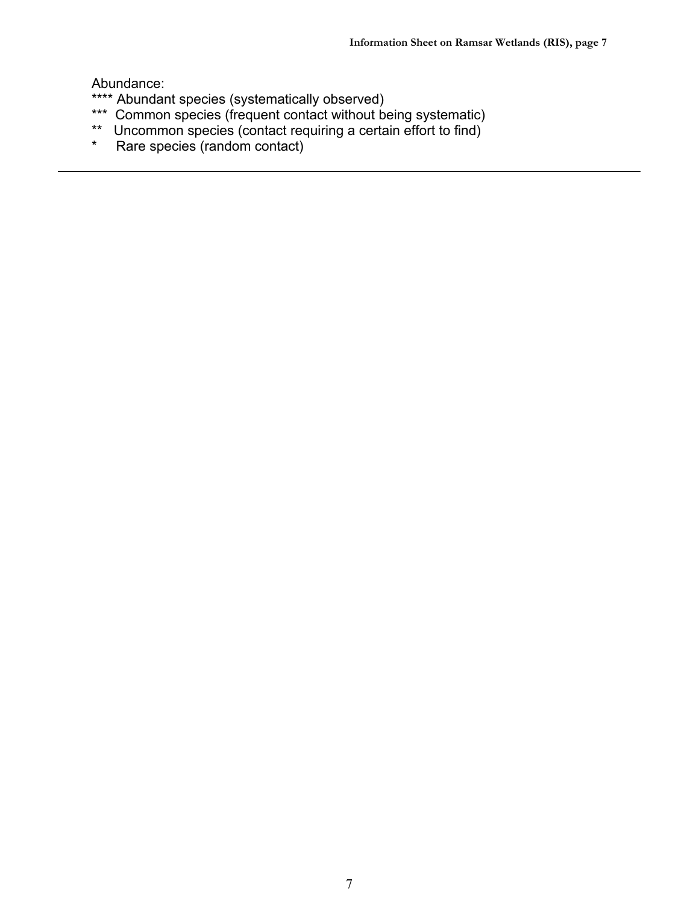Abundance:

**** Abundant species (systematically observed)
*** Common species (frequent contact without being systematic)
** Uncommon species (contact requiring a certain effort to find)
* Rare species (random contact)

---